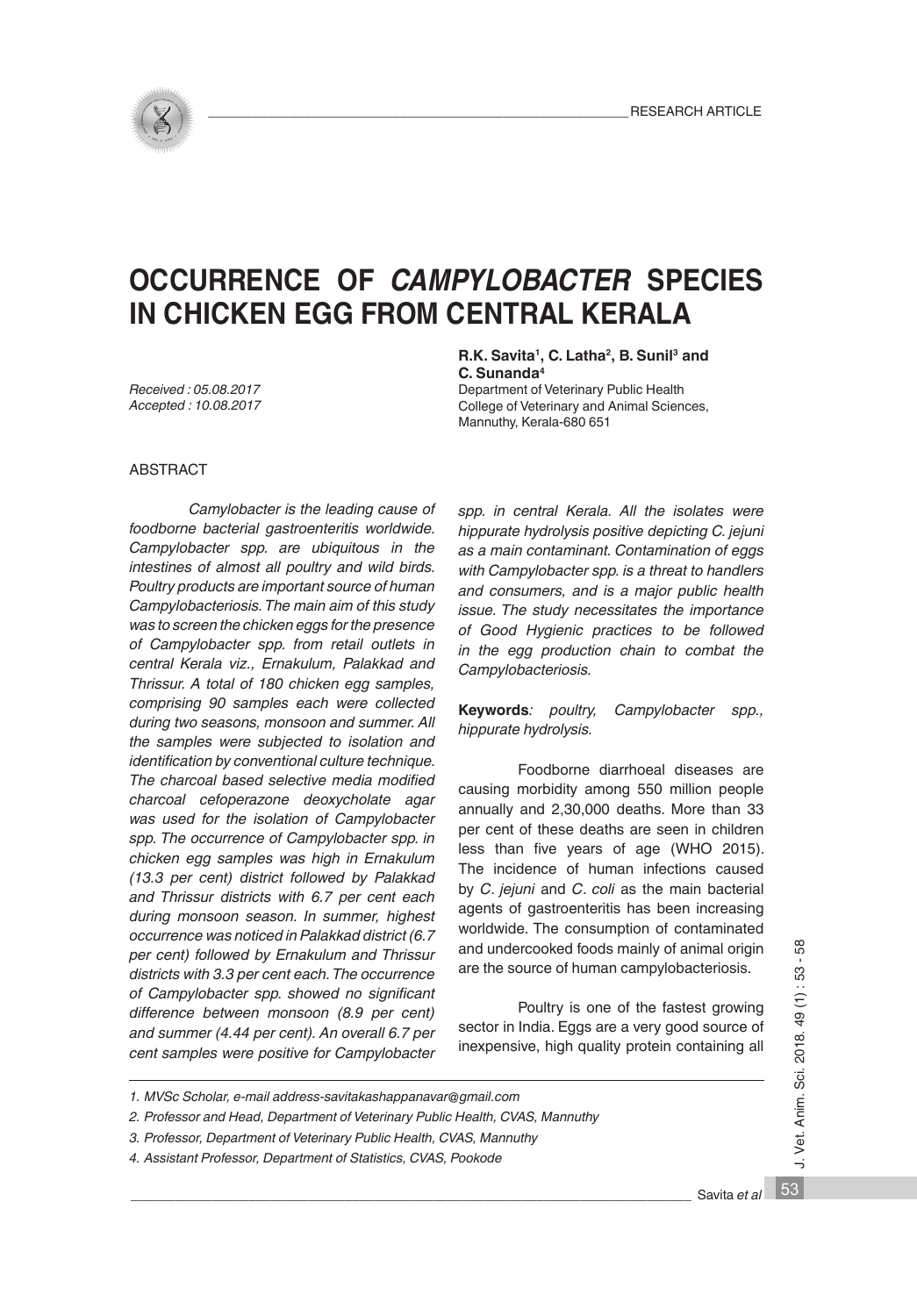# OCCURRENCE OF *CAMPYLOBACTER* SPECIES IN CHICKEN EGG FROM CENTRAL KERALA

*Received : 05.08.2017*
*Accepted : 10.08.2017*

**R.K. Savita[1], C. Latha[2], B. Sunil[3] and C. Sunanda[4]**
Department of Veterinary Public Health
College of Veterinary and Animal Sciences,
Mannuthy, Kerala-680 651

## ABSTRACT

*Camylobacter is the leading cause of foodborne bacterial gastroenteritis worldwide. Campylobacter spp. are ubiquitous in the intestines of almost all poultry and wild birds. Poultry products are important source of human Campylobacteriosis. The main aim of this study was to screen the chicken eggs for the presence of Campylobacter spp. from retail outlets in central Kerala viz., Ernakulum, Palakkad and Thrissur. A total of 180 chicken egg samples, comprising 90 samples each were collected during two seasons, monsoon and summer. All the samples were subjected to isolation and identification by conventional culture technique. The charcoal based selective media modified charcoal cefoperazone deoxycholate agar was used for the isolation of Campylobacter spp. The occurrence of Campylobacter spp. in chicken egg samples was high in Ernakulum (13.3 per cent) district followed by Palakkad and Thrissur districts with 6.7 per cent each during monsoon season. In summer, highest occurrence was noticed in Palakkad district (6.7 per cent) followed by Ernakulum and Thrissur districts with 3.3 per cent each. The occurrence of Campylobacter spp. showed no significant difference between monsoon (8.9 per cent) and summer (4.44 per cent). An overall 6.7 per cent samples were positive for Campylobacter spp. in central Kerala. All the isolates were hippurate hydrolysis positive depicting C. jejuni as a main contaminant. Contamination of eggs with Campylobacter spp. is a threat to handlers and consumers, and is a major public health issue. The study necessitates the importance of Good Hygienic practices to be followed in the egg production chain to combat the Campylobacteriosis.*

**Keywords**: *poultry, Campylobacter spp., hippurate hydrolysis.*

Foodborne diarrhoeal diseases are causing morbidity among 550 million people annually and 2,30,000 deaths. More than 33 per cent of these deaths are seen in children less than five years of age (WHO 2015). The incidence of human infections caused by *C. jejuni* and *C. coli* as the main bacterial agents of gastroenteritis has been increasing worldwide. The consumption of contaminated and undercooked foods mainly of animal origin are the source of human campylobacteriosis.

Poultry is one of the fastest growing sector in India. Eggs are a very good source of inexpensive, high quality protein containing all

---

1. MVSc Scholar, e-mail address-savitakashappanavar@gmail.com
2. Professor and Head, Department of Veterinary Public Health, CVAS, Mannuthy
3. Professor, Department of Veterinary Public Health, CVAS, Mannuthy
4. Assistant Professor, Department of Statistics, CVAS, Pookode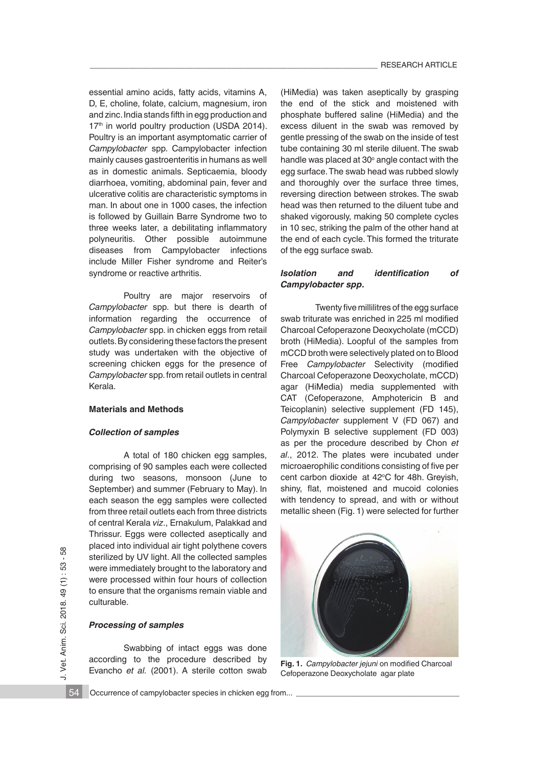essential amino acids, fatty acids, vitamins A, D, E, choline, folate, calcium, magnesium, iron and zinc. India stands fifth in egg production and 17th in world poultry production (USDA 2014). Poultry is an important asymptomatic carrier of *Campylobacter* spp. Campylobacter infection mainly causes gastroenteritis in humans as well as in domestic animals. Septicaemia, bloody diarrhoea, vomiting, abdominal pain, fever and ulcerative colitis are characteristic symptoms in man. In about one in 1000 cases, the infection is followed by Guillain Barre Syndrome two to three weeks later, a debilitating inflammatory polyneuritis. Other possible autoimmune diseases from Campylobacter infections include Miller Fisher syndrome and Reiter's syndrome or reactive arthritis.

Poultry are major reservoirs of *Campylobacter* spp. but there is dearth of information regarding the occurrence of *Campylobacter* spp. in chicken eggs from retail outlets. By considering these factors the present study was undertaken with the objective of screening chicken eggs for the presence of *Campylobacter* spp. from retail outlets in central Kerala.

## Materials and Methods

### *Collection of samples*

A total of 180 chicken egg samples, comprising of 90 samples each were collected during two seasons, monsoon (June to September) and summer (February to May). In each season the egg samples were collected from three retail outlets each from three districts of central Kerala *viz*., Ernakulum, Palakkad and Thrissur. Eggs were collected aseptically and placed into individual air tight polythene covers sterilized by UV light. All the collected samples were immediately brought to the laboratory and were processed within four hours of collection to ensure that the organisms remain viable and culturable.

### *Processing of samples*

Swabbing of intact eggs was done according to the procedure described by Evancho *et al.* (2001). A sterile cotton swab (HiMedia) was taken aseptically by grasping the end of the stick and moistened with phosphate buffered saline (HiMedia) and the excess diluent in the swab was removed by gentle pressing of the swab on the inside of test tube containing 30 ml sterile diluent. The swab handle was placed at 30° angle contact with the egg surface. The swab head was rubbed slowly and thoroughly over the surface three times, reversing direction between strokes. The swab head was then returned to the diluent tube and shaked vigorously, making 50 complete cycles in 10 sec, striking the palm of the other hand at the end of each cycle. This formed the triturate of the egg surface swab.

### *Isolation and identification of Campylobacter spp.*

Twenty five millilitres of the egg surface swab triturate was enriched in 225 ml modified Charcoal Cefoperazone Deoxycholate (mCCD) broth (HiMedia). Loopful of the samples from mCCD broth were selectively plated on to Blood Free *Campylobacter* Selectivity (modified Charcoal Cefoperazone Deoxycholate, mCCD) agar (HiMedia) media supplemented with CAT (Cefoperazone, Amphotericin B and Teicoplanin) selective supplement (FD 145), *Campylobacter* supplement V (FD 067) and Polymyxin B selective supplement (FD 003) as per the procedure described by Chon *et al*., 2012. The plates were incubated under microaerophilic conditions consisting of five per cent carbon dioxide at 42°C for 48h. Greyish, shiny, flat, moistened and mucoid colonies with tendency to spread, and with or without metallic sheen (Fig. 1) were selected for further

**Fig. 1.** *Campylobacter jejuni* on modified Charcoal Cefoperazone Deoxycholate agar plate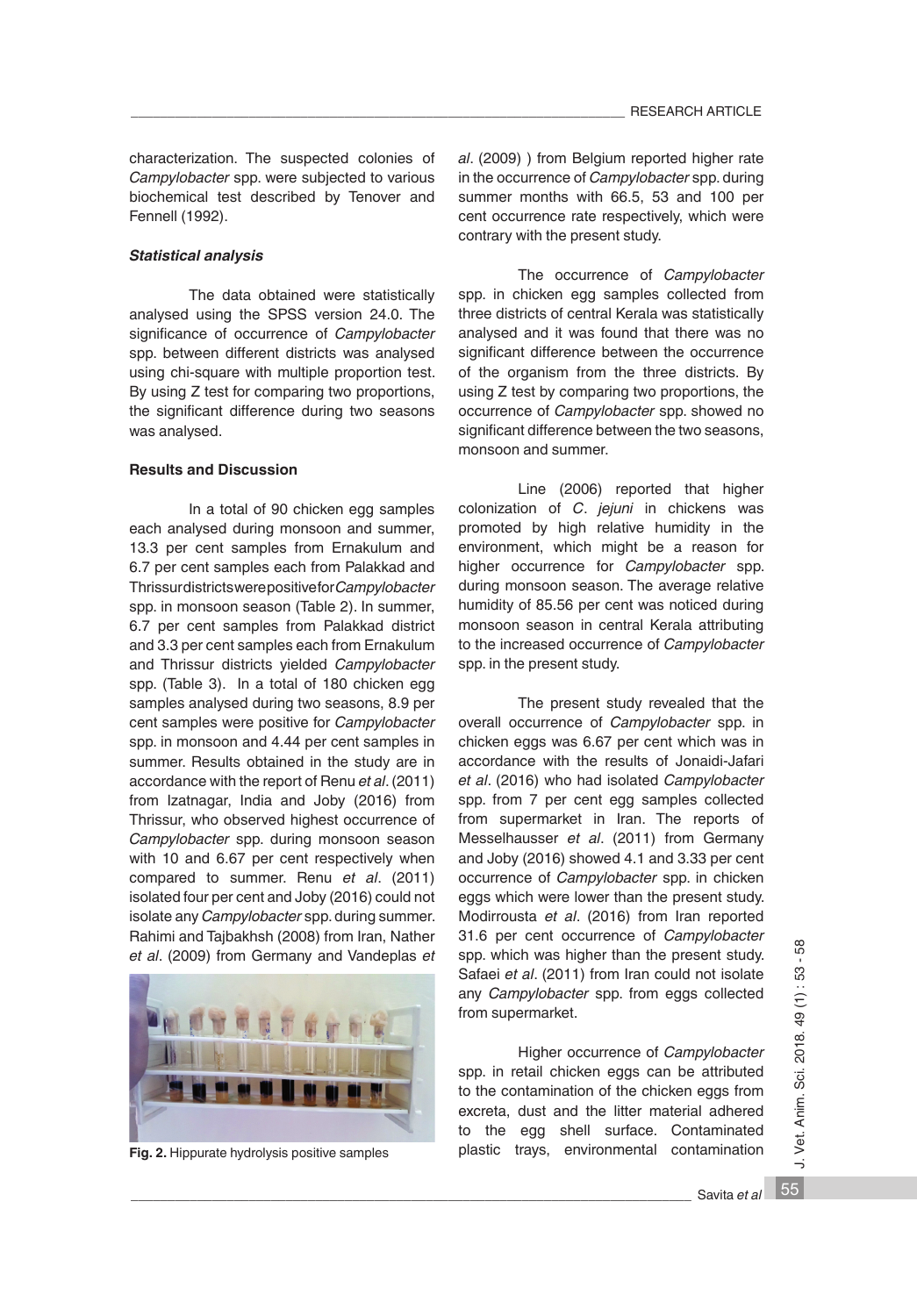characterization. The suspected colonies of *Campylobacter* spp. were subjected to various biochemical test described by Tenover and Fennell (1992).

***Statistical analysis***

The data obtained were statistically analysed using the SPSS version 24.0. The significance of occurrence of *Campylobacter* spp. between different districts was analysed using chi-square with multiple proportion test. By using Z test for comparing two proportions, the significant difference during two seasons was analysed.

**Results and Discussion**

In a total of 90 chicken egg samples each analysed during monsoon and summer, 13.3 per cent samples from Ernakulum and 6.7 per cent samples each from Palakkad and Thrissur districts were positive for *Campylobacter* spp. in monsoon season (Table 2). In summer, 6.7 per cent samples from Palakkad district and 3.3 per cent samples each from Ernakulum and Thrissur districts yielded *Campylobacter* spp. (Table 3). In a total of 180 chicken egg samples analysed during two seasons, 8.9 per cent samples were positive for *Campylobacter* spp. in monsoon and 4.44 per cent samples in summer. Results obtained in the study are in accordance with the report of Renu *et al*. (2011) from Izatnagar, India and Joby (2016) from Thrissur, who observed highest occurrence of *Campylobacter* spp. during monsoon season with 10 and 6.67 per cent respectively when compared to summer. Renu *et al*. (2011) isolated four per cent and Joby (2016) could not isolate any *Campylobacter* spp. during summer. Rahimi and Tajbakhsh (2008) from Iran, Nather *et al*. (2009) from Germany and Vandeplas *et al*. (2009) ) from Belgium reported higher rate in the occurrence of *Campylobacter* spp. during summer months with 66.5, 53 and 100 per cent occurrence rate respectively, which were contrary with the present study.

**Fig. 2.** Hippurate hydrolysis positive samples

The occurrence of *Campylobacter* spp. in chicken egg samples collected from three districts of central Kerala was statistically analysed and it was found that there was no significant difference between the occurrence of the organism from the three districts. By using Z test by comparing two proportions, the occurrence of *Campylobacter* spp. showed no significant difference between the two seasons, monsoon and summer.

Line (2006) reported that higher colonization of *C*. *jejuni* in chickens was promoted by high relative humidity in the environment, which might be a reason for higher occurrence for *Campylobacter* spp. during monsoon season. The average relative humidity of 85.56 per cent was noticed during monsoon season in central Kerala attributing to the increased occurrence of *Campylobacter* spp. in the present study.

The present study revealed that the overall occurrence of *Campylobacter* spp. in chicken eggs was 6.67 per cent which was in accordance with the results of Jonaidi-Jafari *et al*. (2016) who had isolated *Campylobacter* spp. from 7 per cent egg samples collected from supermarket in Iran. The reports of Messelhausser *et al*. (2011) from Germany and Joby (2016) showed 4.1 and 3.33 per cent occurrence of *Campylobacter* spp. in chicken eggs which were lower than the present study. Modirrousta *et al*. (2016) from Iran reported 31.6 per cent occurrence of *Campylobacter* spp. which was higher than the present study. Safaei *et al*. (2011) from Iran could not isolate any *Campylobacter* spp. from eggs collected from supermarket.

Higher occurrence of *Campylobacter* spp. in retail chicken eggs can be attributed to the contamination of the chicken eggs from excreta, dust and the litter material adhered to the egg shell surface. Contaminated plastic trays, environmental contamination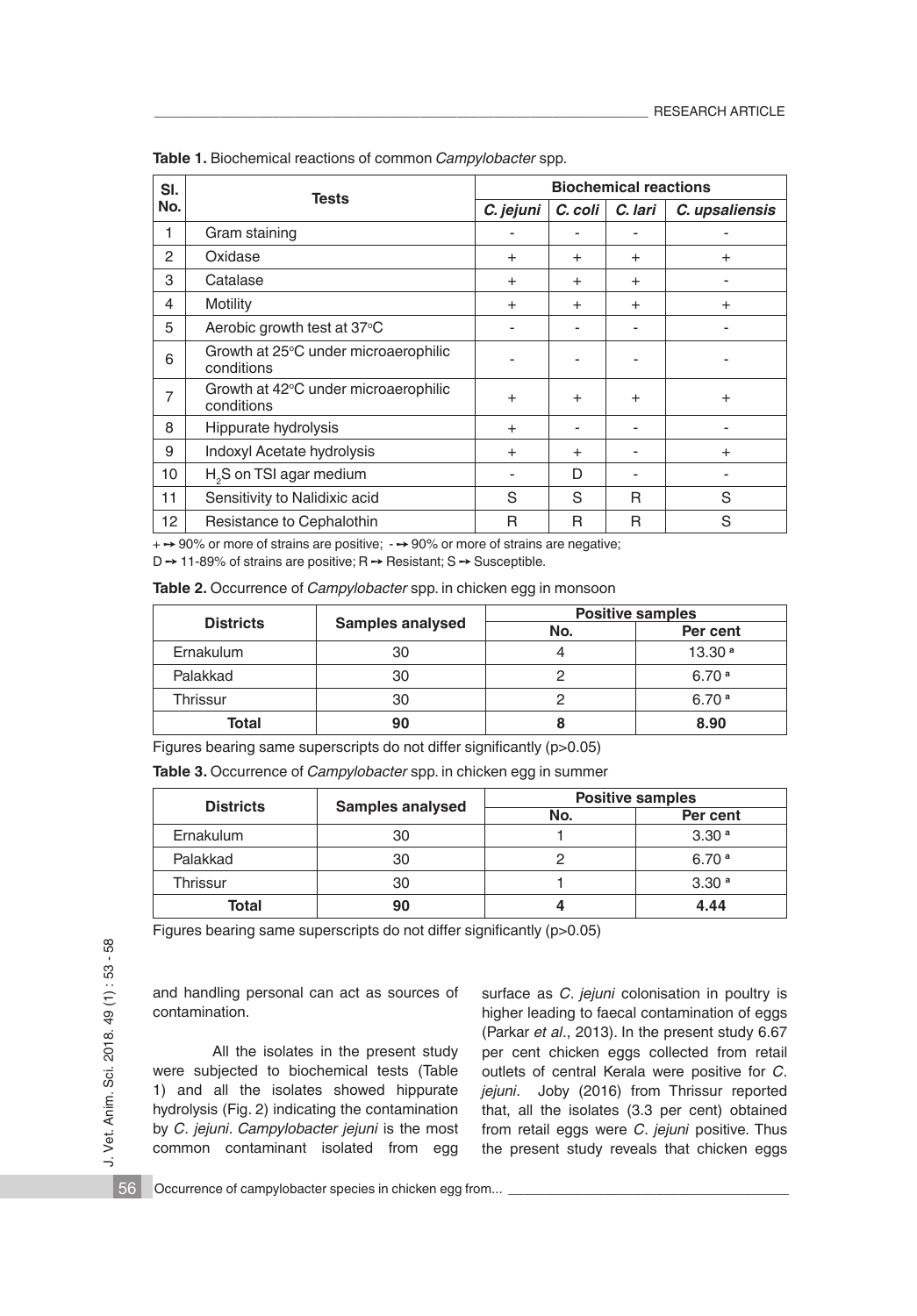**Table 1.** Biochemical reactions of common *Campylobacter* spp.

| Sl. No. | Tests | Biochemical reactions | | | |
|---|---|---|---|---|---|
| | | *C. jejuni* | *C. coli* | *C. lari* | *C. upsaliensis* |
| 1 | Gram staining | - | - | - | - |
| 2 | Oxidase | + | + | + | + |
| 3 | Catalase | + | + | + | - |
| 4 | Motility | + | + | + | + |
| 5 | Aerobic growth test at 37°C | - | - | - | - |
| 6 | Growth at 25°C under microaerophilic conditions | - | - | - | - |
| 7 | Growth at 42°C under microaerophilic conditions | + | + | + | + |
| 8 | Hippurate hydrolysis | + | - | - | - |
| 9 | Indoxyl Acetate hydrolysis | + | + | - | + |
| 10 | $H_2S$ on TSI agar medium | - | D | - | - |
| 11 | Sensitivity to Nalidixic acid | S | S | R | S |
| 12 | Resistance to Cephalothin | R | R | R | S |

+ → 90% or more of strains are positive; - → 90% or more of strains are negative;
D → 11-89% of strains are positive; R → Resistant; S → Susceptible.

**Table 2.** Occurrence of *Campylobacter* spp. in chicken egg in monsoon

| Districts | Samples analysed | Positive samples | |
|---|---|---|---|
| | | No. | Per cent |
| Ernakulum | 30 | 4 | 13.30 [a] |
| Palakkad | 30 | 2 | 6.70 [a] |
| Thrissur | 30 | 2 | 6.70 [a] |
| **Total** | **90** | **8** | **8.90** |

Figures bearing same superscripts do not differ significantly (p>0.05)

**Table 3.** Occurrence of *Campylobacter* spp. in chicken egg in summer

| Districts | Samples analysed | Positive samples | |
|---|---|---|---|
| | | No. | Per cent |
| Ernakulum | 30 | 1 | 3.30 [a] |
| Palakkad | 30 | 2 | 6.70 [a] |
| Thrissur | 30 | 1 | 3.30 [a] |
| **Total** | **90** | **4** | **4.44** |

Figures bearing same superscripts do not differ significantly (p>0.05)

and handling personal can act as sources of contamination.

All the isolates in the present study were subjected to biochemical tests (Table 1) and all the isolates showed hippurate hydrolysis (Fig. 2) indicating the contamination by *C. jejuni*. *Campylobacter jejuni* is the most common contaminant isolated from egg surface as *C. jejuni* colonisation in poultry is higher leading to faecal contamination of eggs (Parkar *et al*., 2013). In the present study 6.67 per cent chicken eggs collected from retail outlets of central Kerala were positive for *C. jejuni*. Joby (2016) from Thrissur reported that, all the isolates (3.3 per cent) obtained from retail eggs were *C. jejuni* positive. Thus the present study reveals that chicken eggs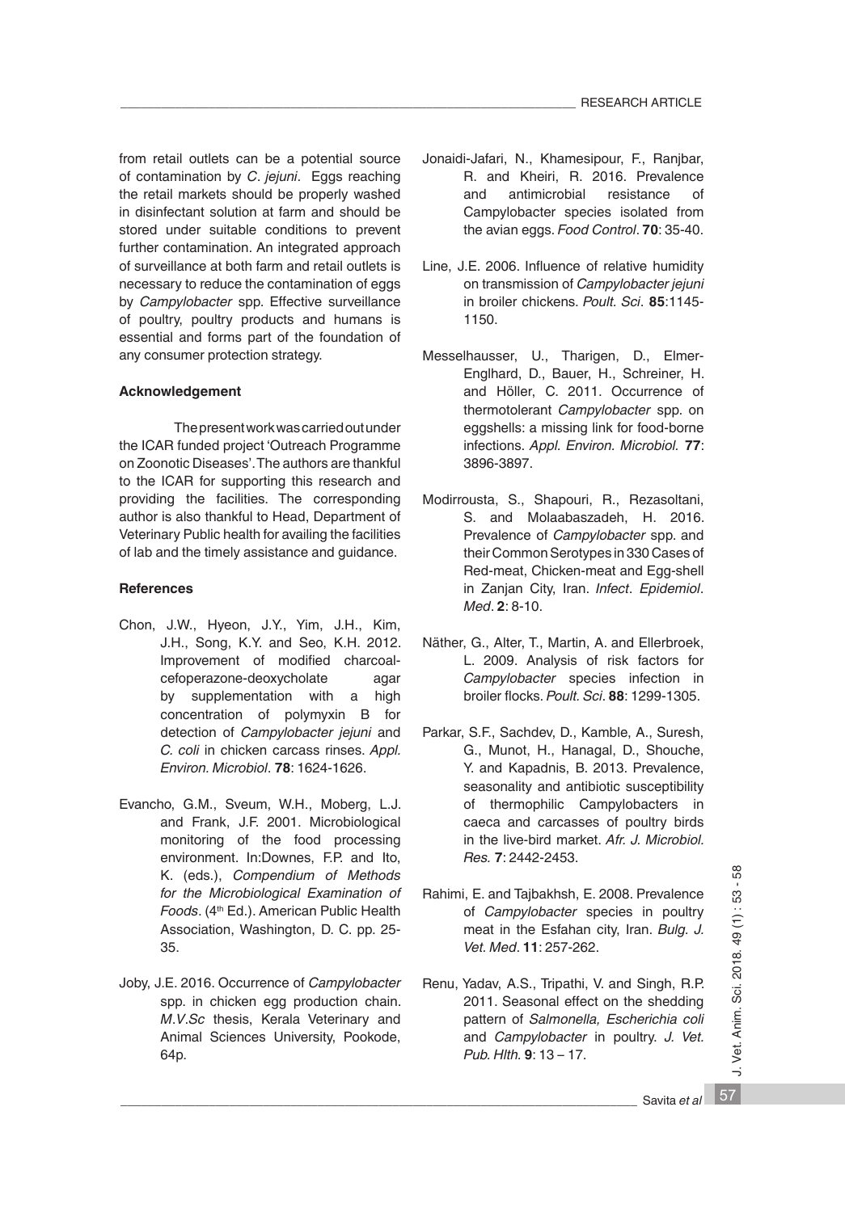from retail outlets can be a potential source of contamination by *C. jejuni*. Eggs reaching the retail markets should be properly washed in disinfectant solution at farm and should be stored under suitable conditions to prevent further contamination. An integrated approach of surveillance at both farm and retail outlets is necessary to reduce the contamination of eggs by *Campylobacter* spp. Effective surveillance of poultry, poultry products and humans is essential and forms part of the foundation of any consumer protection strategy.

#### Acknowledgement

The present work was carried out under the ICAR funded project 'Outreach Programme on Zoonotic Diseases'. The authors are thankful to the ICAR for supporting this research and providing the facilities. The corresponding author is also thankful to Head, Department of Veterinary Public health for availing the facilities of lab and the timely assistance and guidance.

#### References

Chon, J.W., Hyeon, J.Y., Yim, J.H., Kim, J.H., Song, K.Y. and Seo, K.H. 2012. Improvement of modified charcoal-cefoperazone-deoxycholate agar by supplementation with a high concentration of polymyxin B for detection of *Campylobacter jejuni* and *C. coli* in chicken carcass rinses. *Appl. Environ. Microbiol*. **78**: 1624-1626.

Evancho, G.M., Sveum, W.H., Moberg, L.J. and Frank, J.F. 2001. Microbiological monitoring of the food processing environment. In:Downes, F.P. and Ito, K. (eds.), *Compendium of Methods for the Microbiological Examination of Foods*. (4th Ed.). American Public Health Association, Washington, D. C. pp. 25-35.

Joby, J.E. 2016. Occurrence of *Campylobacter* spp. in chicken egg production chain. *M.V.Sc* thesis, Kerala Veterinary and Animal Sciences University, Pookode, 64p.

Jonaidi-Jafari, N., Khamesipour, F., Ranjbar, R. and Kheiri, R. 2016. Prevalence and antimicrobial resistance of Campylobacter species isolated from the avian eggs. *Food Control*. **70**: 35-40.

Line, J.E. 2006. Influence of relative humidity on transmission of *Campylobacter jejuni* in broiler chickens. *Poult. Sci*. **85**:1145-1150.

Messelhausser, U., Tharigen, D., Elmer-Englhard, D., Bauer, H., Schreiner, H. and Höller, C. 2011. Occurrence of thermotolerant *Campylobacter* spp. on eggshells: a missing link for food-borne infections. *Appl. Environ. Microbiol.* **77**: 3896-3897.

Modirrousta, S., Shapouri, R., Rezasoltani, S. and Molaabaszadeh, H. 2016. Prevalence of *Campylobacter* spp. and their Common Serotypes in 330 Cases of Red-meat, Chicken-meat and Egg-shell in Zanjan City, Iran. *Infect*. *Epidemiol*. *Med*. **2**: 8-10.

Näther, G., Alter, T., Martin, A. and Ellerbroek, L. 2009. Analysis of risk factors for *Campylobacter* species infection in broiler flocks. *Poult. Sci*. **88**: 1299-1305.

Parkar, S.F., Sachdev, D., Kamble, A., Suresh, G., Munot, H., Hanagal, D., Shouche, Y. and Kapadnis, B. 2013. Prevalence, seasonality and antibiotic susceptibility of thermophilic Campylobacters in caeca and carcasses of poultry birds in the live-bird market. *Afr. J. Microbiol. Res.* **7**: 2442-2453.

Rahimi, E. and Tajbakhsh, E. 2008. Prevalence of *Campylobacter* species in poultry meat in the Esfahan city, Iran. *Bulg. J. Vet. Med*. **11**: 257-262.

Renu, Yadav, A.S., Tripathi, V. and Singh, R.P. 2011. Seasonal effect on the shedding pattern of *Salmonella, Escherichia coli* and *Campylobacter* in poultry. *J. Vet. Pub. Hlth.* **9**: 13 – 17.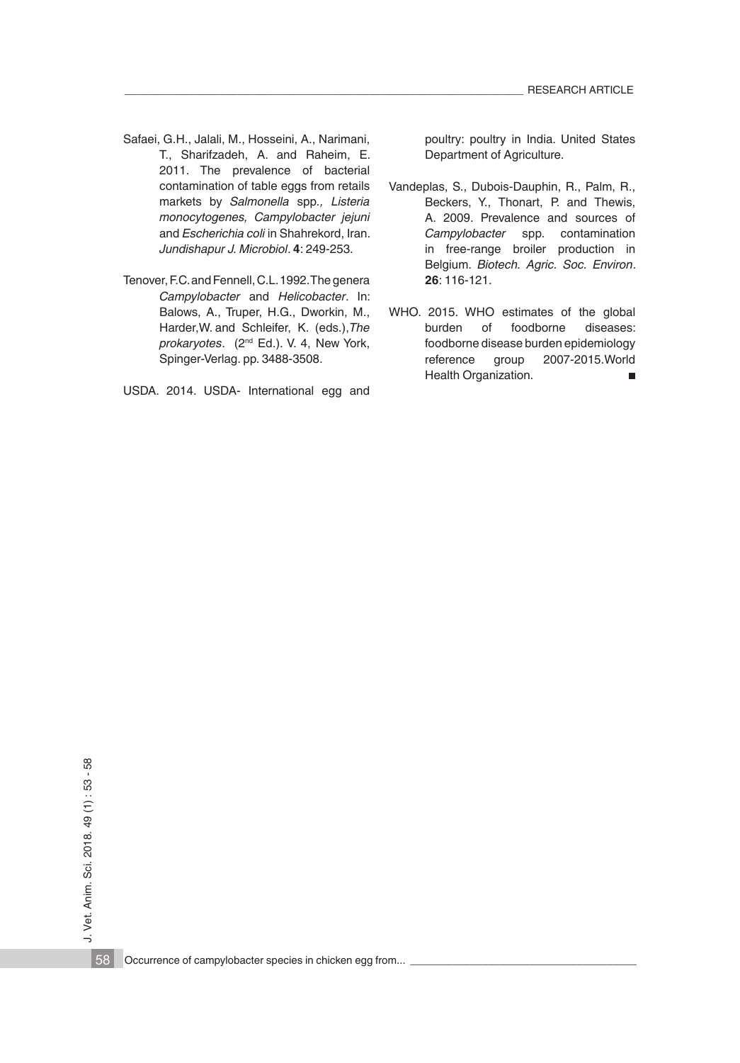Safaei, G.H., Jalali, M., Hosseini, A., Narimani, T., Sharifzadeh, A. and Raheim, E. 2011. The prevalence of bacterial contamination of table eggs from retails markets by *Salmonella* spp*., Listeria monocytogenes, Campylobacter jejuni* and *Escherichia coli* in Shahrekord, Iran. *Jundishapur J. Microbiol*. **4**: 249-253.

Tenover, F.C. and Fennell, C.L. 1992. The genera *Campylobacter* and *Helicobacter*. In: Balows, A., Truper, H.G., Dworkin, M., Harder,W. and Schleifer, K. (eds.),*The prokaryotes*. (2nd Ed.). V. 4, New York, Spinger-Verlag. pp. 3488-3508.

USDA. 2014. USDA- International egg and poultry: poultry in India. United States Department of Agriculture.

Vandeplas, S., Dubois-Dauphin, R., Palm, R., Beckers, Y., Thonart, P. and Thewis, A. 2009. Prevalence and sources of *Campylobacter* spp. contamination in free-range broiler production in Belgium. *Biotech. Agric. Soc. Environ*. **26**: 116-121.

WHO. 2015. WHO estimates of the global burden of foodborne diseases: foodborne disease burden epidemiology reference group 2007-2015.World Health Organization.